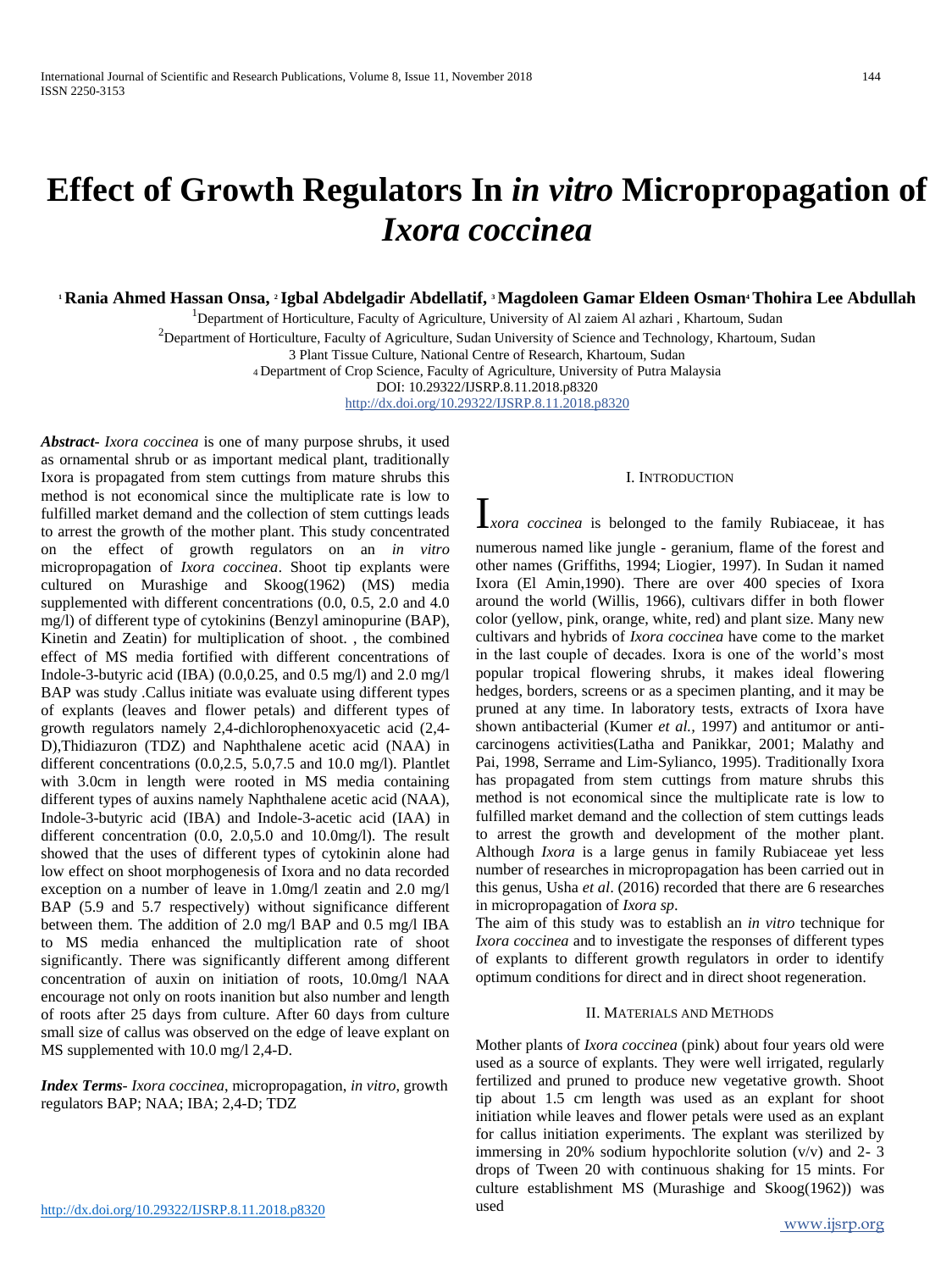# Effect of Growth Regulators In *in vitro* Micropropagation of *Ixora coccinea*

[1] **Rania Ahmed Hassan Onsa,** [2] **Igbal Abdelgadir Abdellatif,** [3] **Magdoleen Gamar Eldeen Osman** [4] **Thohira Lee Abdullah**

[1]Department of Horticulture, Faculty of Agriculture, University of Al zaiem Al azhari , Khartoum, Sudan

[2]Department of Horticulture, Faculty of Agriculture, Sudan University of Science and Technology, Khartoum, Sudan

3 Plant Tissue Culture, National Centre of Research, Khartoum, Sudan

[4] Department of Crop Science, Faculty of Agriculture, University of Putra Malaysia

DOI: 10.29322/IJSRP.8.11.2018.p8320

http://dx.doi.org/10.29322/IJSRP.8.11.2018.p8320

***Abstract-*** *Ixora coccinea* is one of many purpose shrubs, it used as ornamental shrub or as important medical plant, traditionally Ixora is propagated from stem cuttings from mature shrubs this method is not economical since the multiplicate rate is low to fulfilled market demand and the collection of stem cuttings leads to arrest the growth of the mother plant. This study concentrated on the effect of growth regulators on an *in vitro* micropropagation of *Ixora coccinea*. Shoot tip explants were cultured on Murashige and Skoog(1962) (MS) media supplemented with different concentrations (0.0, 0.5, 2.0 and 4.0 mg/l) of different type of cytokinins (Benzyl aminopurine (BAP), Kinetin and Zeatin) for multiplication of shoot. , the combined effect of MS media fortified with different concentrations of Indole-3-butyric acid (IBA) (0.0,0.25, and 0.5 mg/l) and 2.0 mg/l BAP was study .Callus initiate was evaluate using different types of explants (leaves and flower petals) and different types of growth regulators namely 2,4-dichlorophenoxyacetic acid (2,4-D),Thidiazuron (TDZ) and Naphthalene acetic acid (NAA) in different concentrations (0.0,2.5, 5.0,7.5 and 10.0 mg/l). Plantlet with 3.0cm in length were rooted in MS media containing different types of auxins namely Naphthalene acetic acid (NAA), Indole-3-butyric acid (IBA) and Indole-3-acetic acid (IAA) in different concentration (0.0, 2.0,5.0 and 10.0mg/l). The result showed that the uses of different types of cytokinin alone had low effect on shoot morphogenesis of Ixora and no data recorded exception on a number of leave in 1.0mg/l zeatin and 2.0 mg/l BAP (5.9 and 5.7 respectively) without significance different between them. The addition of 2.0 mg/l BAP and 0.5 mg/l IBA to MS media enhanced the multiplication rate of shoot significantly. There was significantly different among different concentration of auxin on initiation of roots, 10.0mg/l NAA encourage not only on roots inanition but also number and length of roots after 25 days from culture. After 60 days from culture small size of callus was observed on the edge of leave explant on MS supplemented with 10.0 mg/l 2,4-D.

***Index Terms****-* *Ixora coccinea*, micropropagation, *in vitro*, growth regulators BAP; NAA; IBA; 2,4-D; TDZ

## I. Introduction

*Ixora coccinea* is belonged to the family Rubiaceae, it has numerous named like jungle - geranium, flame of the forest and other names (Griffiths, 1994; Liogier, 1997). In Sudan it named Ixora (El Amin,1990). There are over 400 species of Ixora around the world (Willis, 1966), cultivars differ in both flower color (yellow, pink, orange, white, red) and plant size. Many new cultivars and hybrids of *Ixora coccinea* have come to the market in the last couple of decades. Ixora is one of the world's most popular tropical flowering shrubs, it makes ideal flowering hedges, borders, screens or as a specimen planting, and it may be pruned at any time. In laboratory tests, extracts of Ixora have shown antibacterial (Kumer *et al.*, 1997) and antitumor or anti-carcinogens activities(Latha and Panikkar, 2001; Malathy and Pai, 1998, Serrame and Lim-Sylianco, 1995). Traditionally Ixora has propagated from stem cuttings from mature shrubs this method is not economical since the multiplicate rate is low to fulfilled market demand and the collection of stem cuttings leads to arrest the growth and development of the mother plant. Although *Ixora* is a large genus in family Rubiaceae yet less number of researches in micropropagation has been carried out in this genus, Usha *et al*. (2016) recorded that there are 6 researches in micropropagation of *Ixora sp*.

The aim of this study was to establish an *in vitro* technique for *Ixora coccinea* and to investigate the responses of different types of explants to different growth regulators in order to identify optimum conditions for direct and in direct shoot regeneration.

## II. Materials and Methods

Mother plants of *Ixora coccinea* (pink) about four years old were used as a source of explants. They were well irrigated, regularly fertilized and pruned to produce new vegetative growth. Shoot tip about 1.5 cm length was used as an explant for shoot initiation while leaves and flower petals were used as an explant for callus initiation experiments. The explant was sterilized by immersing in 20% sodium hypochlorite solution (v/v) and 2- 3 drops of Tween 20 with continuous shaking for 15 mints. For culture establishment MS (Murashige and Skoog(1962)) was used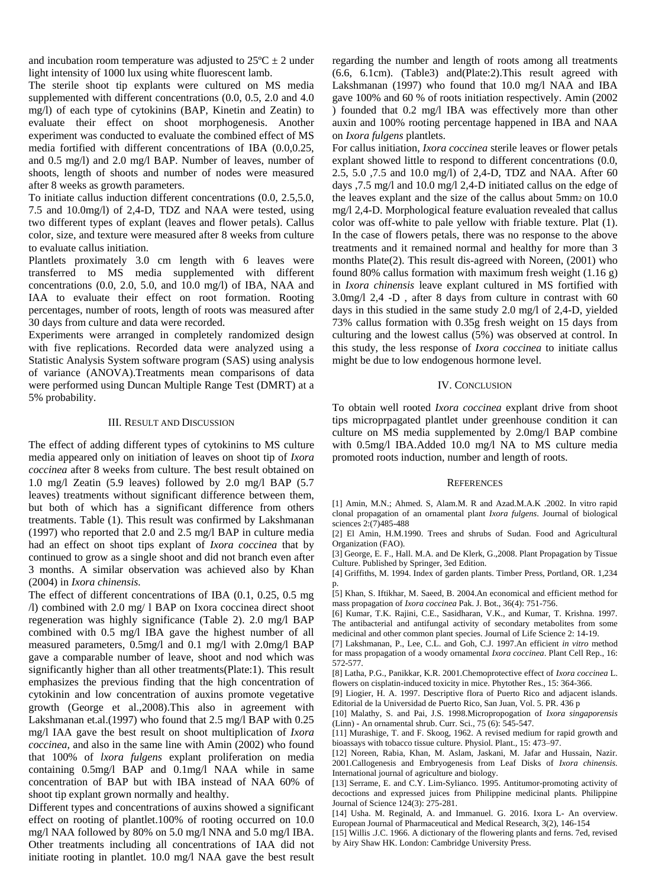and incubation room temperature was adjusted to 25ºC ± 2 under light intensity of 1000 lux using white fluorescent lamb.

The sterile shoot tip explants were cultured on MS media supplemented with different concentrations (0.0, 0.5, 2.0 and 4.0 mg/l) of each type of cytokinins (BAP, Kinetin and Zeatin) to evaluate their effect on shoot morphogenesis. Another experiment was conducted to evaluate the combined effect of MS media fortified with different concentrations of IBA (0.0,0.25, and 0.5 mg/l) and 2.0 mg/l BAP. Number of leaves, number of shoots, length of shoots and number of nodes were measured after 8 weeks as growth parameters.

To initiate callus induction different concentrations (0.0, 2.5,5.0, 7.5 and 10.0mg/l) of 2,4-D, TDZ and NAA were tested, using two different types of explant (leaves and flower petals). Callus color, size, and texture were measured after 8 weeks from culture to evaluate callus initiation.

Plantlets proximately 3.0 cm length with 6 leaves were transferred to MS media supplemented with different concentrations (0.0, 2.0, 5.0, and 10.0 mg/l) of IBA, NAA and IAA to evaluate their effect on root formation. Rooting percentages, number of roots, length of roots was measured after 30 days from culture and data were recorded.

Experiments were arranged in completely randomized design with five replications. Recorded data were analyzed using a Statistic Analysis System software program (SAS) using analysis of variance (ANOVA).Treatments mean comparisons of data were performed using Duncan Multiple Range Test (DMRT) at a 5% probability.

## III. Result and Discussion

The effect of adding different types of cytokinins to MS culture media appeared only on initiation of leaves on shoot tip of *Ixora coccinea* after 8 weeks from culture. The best result obtained on 1.0 mg/l Zeatin (5.9 leaves) followed by 2.0 mg/l BAP (5.7 leaves) treatments without significant difference between them, but both of which has a significant difference from others treatments. Table (1). This result was confirmed by Lakshmanan (1997) who reported that 2.0 and 2.5 mg/l BAP in culture media had an effect on shoot tips explant of *Ixora coccinea* that by continued to grow as a single shoot and did not branch even after 3 months. A similar observation was achieved also by Khan (2004) in *Ixora chinensis.*

The effect of different concentrations of IBA (0.1, 0.25, 0.5 mg /l) combined with 2.0 mg/ l BAP on Ixora coccinea direct shoot regeneration was highly significance (Table 2). 2.0 mg/l BAP combined with 0.5 mg/l IBA gave the highest number of all measured parameters, 0.5mg/l and 0.1 mg/l with 2.0mg/l BAP gave a comparable number of leave, shoot and nod which was significantly higher than all other treatments(Plate:1). This result emphasizes the previous finding that the high concentration of cytokinin and low concentration of auxins promote vegetative growth (George et al.,2008).This also in agreement with Lakshmanan et.al.(1997) who found that 2.5 mg/l BAP with 0.25 mg/l IAA gave the best result on shoot multiplication of *Ixora coccinea*, and also in the same line with Amin (2002) who found that 100% of *lxora fulgens* explant proliferation on media containing 0.5mg/l BAP and 0.1mg/l NAA while in same concentration of BAP but with IBA instead of NAA 60% of shoot tip explant grown normally and healthy.

Different types and concentrations of auxins showed a significant effect on rooting of plantlet.100% of rooting occurred on 10.0 mg/l NAA followed by 80% on 5.0 mg/l NNA and 5.0 mg/l IBA. Other treatments including all concentrations of IAA did not initiate rooting in plantlet. 10.0 mg/l NAA gave the best result regarding the number and length of roots among all treatments (6.6, 6.1cm). (Table3) and(Plate:2).This result agreed with Lakshmanan (1997) who found that 10.0 mg/l NAA and IBA gave 100% and 60 % of roots initiation respectively. Amin (2002 ) founded that 0.2 mg/l IBA was effectively more than other auxin and 100% rooting percentage happened in IBA and NAA on *Ixora fulgens* plantlets.

For callus initiation, *Ixora coccinea* sterile leaves or flower petals explant showed little to respond to different concentrations (0.0, 2.5, 5.0 ,7.5 and 10.0 mg/l) of 2,4-D, TDZ and NAA. After 60 days ,7.5 mg/l and 10.0 mg/l 2,4-D initiated callus on the edge of the leaves explant and the size of the callus about 5mm$_2$ on 10.0 mg/l 2,4-D. Morphological feature evaluation revealed that callus color was off-white to pale yellow with friable texture. Plat (1). In the case of flowers petals, there was no response to the above treatments and it remained normal and healthy for more than 3 months Plate(2). This result dis-agreed with Noreen, (2001) who found 80% callus formation with maximum fresh weight (1.16 g) in *Ixora chinensis* leave explant cultured in MS fortified with 3.0mg/l 2,4 -D , after 8 days from culture in contrast with 60 days in this studied in the same study 2.0 mg/l of 2,4-D, yielded 73% callus formation with 0.35g fresh weight on 15 days from culturing and the lowest callus (5%) was observed at control. In this study, the less response of *Ixora coccinea* to initiate callus might be due to low endogenous hormone level.

## IV. Conclusion

To obtain well rooted *Ixora coccinea* explant drive from shoot tips microprpagated plantlet under greenhouse condition it can culture on MS media supplemented by 2.0mg/l BAP combine with 0.5mg/l IBA.Added 10.0 mg/l NA to MS culture media promoted roots induction, number and length of roots.

## References

[1] Amin, M.N.; Ahmed. S, Alam.M. R and Azad.M.A.K .2002. In vitro rapid clonal propagation of an ornamental plant *Ixora fulgens*. Journal of biological sciences 2:(7)485-488

[2] El Amin, H.M.1990. Trees and shrubs of Sudan. Food and Agricultural Organization (FAO).

[3] George, E. F., Hall. M.A. and De Klerk, G.,2008. Plant Propagation by Tissue Culture. Published by Springer, 3ed Edition.

[4] Griffiths, M. 1994. Index of garden plants. Timber Press, Portland, OR. 1,234 p.

[5] Khan, S. Iftikhar, M. Saeed, B. 2004.An economical and efficient method for mass propagation of *Ixora coccinea* Pak. J. Bot., 36(4): 751-756.

[6] Kumar, T.K. Rajini, C.E., Sasidharan, V.K., and Kumar, T. Krishna. 1997. The antibacterial and antifungal activity of secondary metabolites from some medicinal and other common plant species. Journal of Life Science 2: 14-19.

[7] Lakshmanan, P., Lee, C.L. and Goh, C.J. 1997.An efficient *in vitro* method for mass propagation of a woody ornamental *Ixora coccinea*. Plant Cell Rep., 16: 572-577.

[8] Latha, P.G., Panikkar, K.R. 2001.Chemoprotective effect of *Ixora coccinea* L. flowers on cisplatin-induced toxicity in mice. Phytother Res., 15: 364-366.

[9] Liogier, H. A. 1997. Descriptive flora of Puerto Rico and adjacent islands. Editorial de la Universidad de Puerto Rico, San Juan, Vol. 5. PR. 436 p

[10] Malathy, S. and Pai, J.S. 1998.Micropropogation of *Ixora singaporensis* (Linn) - An ornamental shrub. Curr. Sci., 75 (6): 545-547.

[11] Murashige, T. and F. Skoog, 1962. A revised medium for rapid growth and bioassays with tobacco tissue culture. Physiol. Plant., 15: 473–97.

[12] Noreen, Rabia, Khan, M. Aslam, Jaskani, M. Jafar and Hussain, Nazir. 2001.Callogenesis and Embryogenesis from Leaf Disks of *Ixora chinensis.* International journal of agriculture and biology.

[13] Serrame, E. and C.Y. Lim-Sylianco. 1995. Antitumor-promoting activity of decoctions and expressed juices from Philippine medicinal plants. Philippine Journal of Science 124(3): 275-281.

[14] Usha. M. Reginald, A. and Immanuel. G. 2016. Ixora L- An overview. European Journal of Pharmaceutical and Medical Research, 3(2), 146-154

[15] Willis .J.C. 1966. A dictionary of the flowering plants and ferns. 7ed, revised by Airy Shaw HK. London: Cambridge University Press.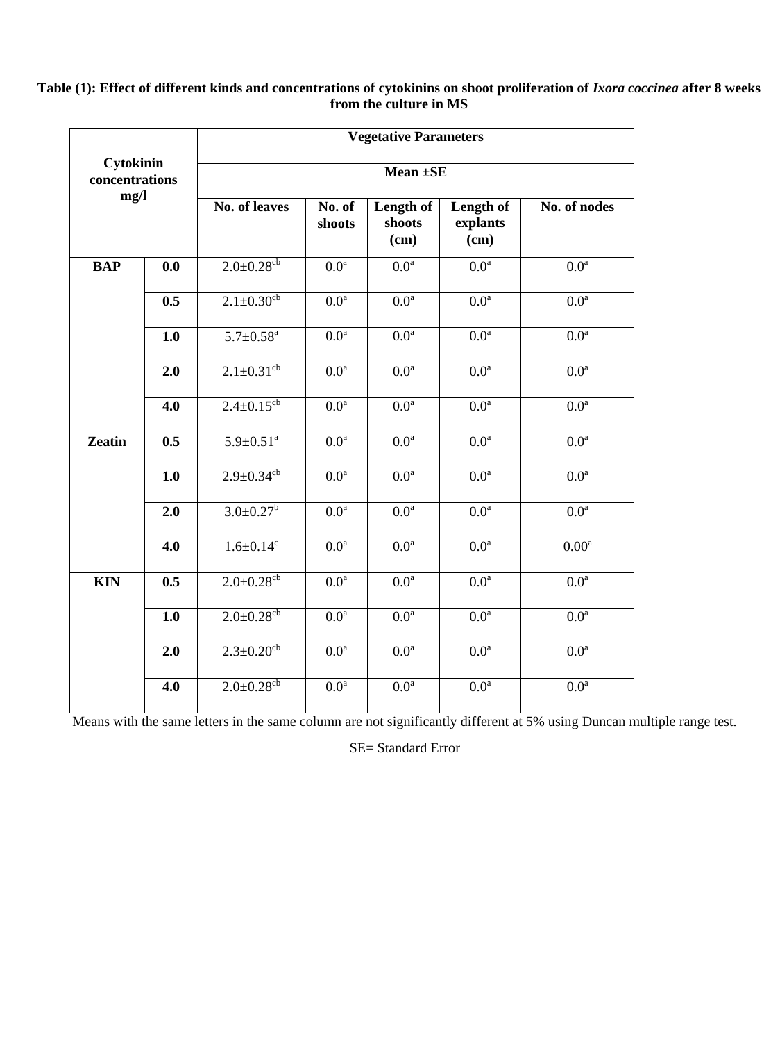**Table (1): Effect of different kinds and concentrations of cytokinins on shoot proliferation of *Ixora coccinea* after 8 weeks from the culture in MS**

| Cytokinin concentrations mg/l | | Vegetative Parameters | | | | |
|---|---|---|---|---|---|---|
| | | Mean ±SE | | | | |
| | | No. of leaves | No. of shoots | Length of shoots (cm) | Length of explants (cm) | No. of nodes |
| **BAP** | **0.0** | 2.0±0.28$^{cb}$ | 0.0$^{a}$ | 0.0$^{a}$ | 0.0$^{a}$ | 0.0$^{a}$ |
| | **0.5** | 2.1±0.30$^{cb}$ | 0.0$^{a}$ | 0.0$^{a}$ | 0.0$^{a}$ | 0.0$^{a}$ |
| | **1.0** | 5.7±0.58$^{a}$ | 0.0$^{a}$ | 0.0$^{a}$ | 0.0$^{a}$ | 0.0$^{a}$ |
| | **2.0** | 2.1±0.31$^{cb}$ | 0.0$^{a}$ | 0.0$^{a}$ | 0.0$^{a}$ | 0.0$^{a}$ |
| | **4.0** | 2.4±0.15$^{cb}$ | 0.0$^{a}$ | 0.0$^{a}$ | 0.0$^{a}$ | 0.0$^{a}$ |
| **Zeatin** | **0.5** | 5.9±0.51$^{a}$ | 0.0$^{a}$ | 0.0$^{a}$ | 0.0$^{a}$ | 0.0$^{a}$ |
| | **1.0** | 2.9±0.34$^{cb}$ | 0.0$^{a}$ | 0.0$^{a}$ | 0.0$^{a}$ | 0.0$^{a}$ |
| | **2.0** | 3.0±0.27$^{b}$ | 0.0$^{a}$ | 0.0$^{a}$ | 0.0$^{a}$ | 0.0$^{a}$ |
| | **4.0** | 1.6±0.14$^{c}$ | 0.0$^{a}$ | 0.0$^{a}$ | 0.0$^{a}$ | 0.00$^{a}$ |
| **KIN** | **0.5** | 2.0±0.28$^{cb}$ | 0.0$^{a}$ | 0.0$^{a}$ | 0.0$^{a}$ | 0.0$^{a}$ |
| | **1.0** | 2.0±0.28$^{cb}$ | 0.0$^{a}$ | 0.0$^{a}$ | 0.0$^{a}$ | 0.0$^{a}$ |
| | **2.0** | 2.3±0.20$^{cb}$ | 0.0$^{a}$ | 0.0$^{a}$ | 0.0$^{a}$ | 0.0$^{a}$ |
| | **4.0** | 2.0±0.28$^{cb}$ | 0.0$^{a}$ | 0.0$^{a}$ | 0.0$^{a}$ | 0.0$^{a}$ |

Means with the same letters in the same column are not significantly different at 5% using Duncan multiple range test.

SE= Standard Error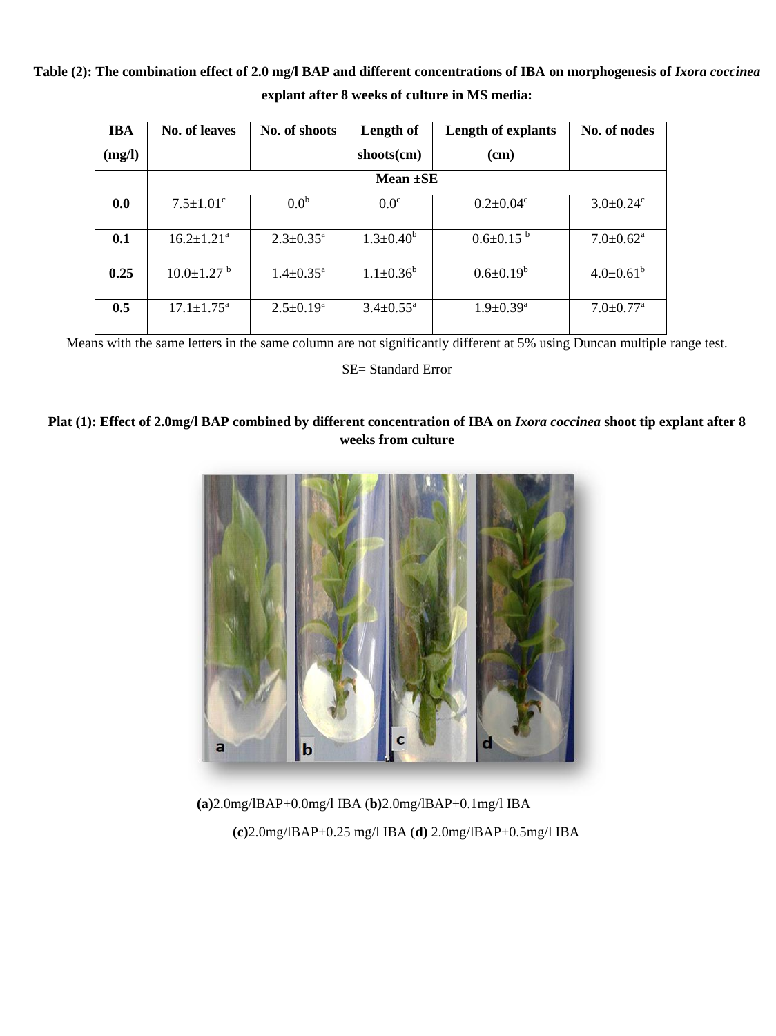**Table (2): The combination effect of 2.0 mg/l BAP and different concentrations of IBA on morphogenesis of *Ixora coccinea* explant after 8 weeks of culture in MS media:**

| IBA (mg/l) | No. of leaves | No. of shoots | Length of shoots(cm) | Length of explants (cm) | No. of nodes |
|---|---|---|---|---|---|
| | Mean ±SE | | | | |
| **0.0** | 7.5±1.01[c] | 0.0[b] | 0.0[c] | 0.2±0.04[c] | 3.0±0.24[c] |
| **0.1** | 16.2±1.21[a] | 2.3±0.35[a] | 1.3±0.40[b] | 0.6±0.15 [b] | 7.0±0.62[a] |
| **0.25** | 10.0±1.27 [b] | 1.4±0.35[a] | 1.1±0.36[b] | 0.6±0.19[b] | 4.0±0.61[b] |
| **0.5** | 17.1±1.75[a] | 2.5±0.19[a] | 3.4±0.55[a] | 1.9±0.39[a] | 7.0±0.77[a] |

Means with the same letters in the same column are not significantly different at 5% using Duncan multiple range test.

SE= Standard Error

**Plat (1): Effect of 2.0mg/l BAP combined by different concentration of IBA on *Ixora coccinea* shoot tip explant after 8 weeks from culture**

**(a)**2.0mg/lBAP+0.0mg/l IBA (**b)**2.0mg/lBAP+0.1mg/l IBA

**(c)**2.0mg/lBAP+0.25 mg/l IBA (**d)** 2.0mg/lBAP+0.5mg/l IBA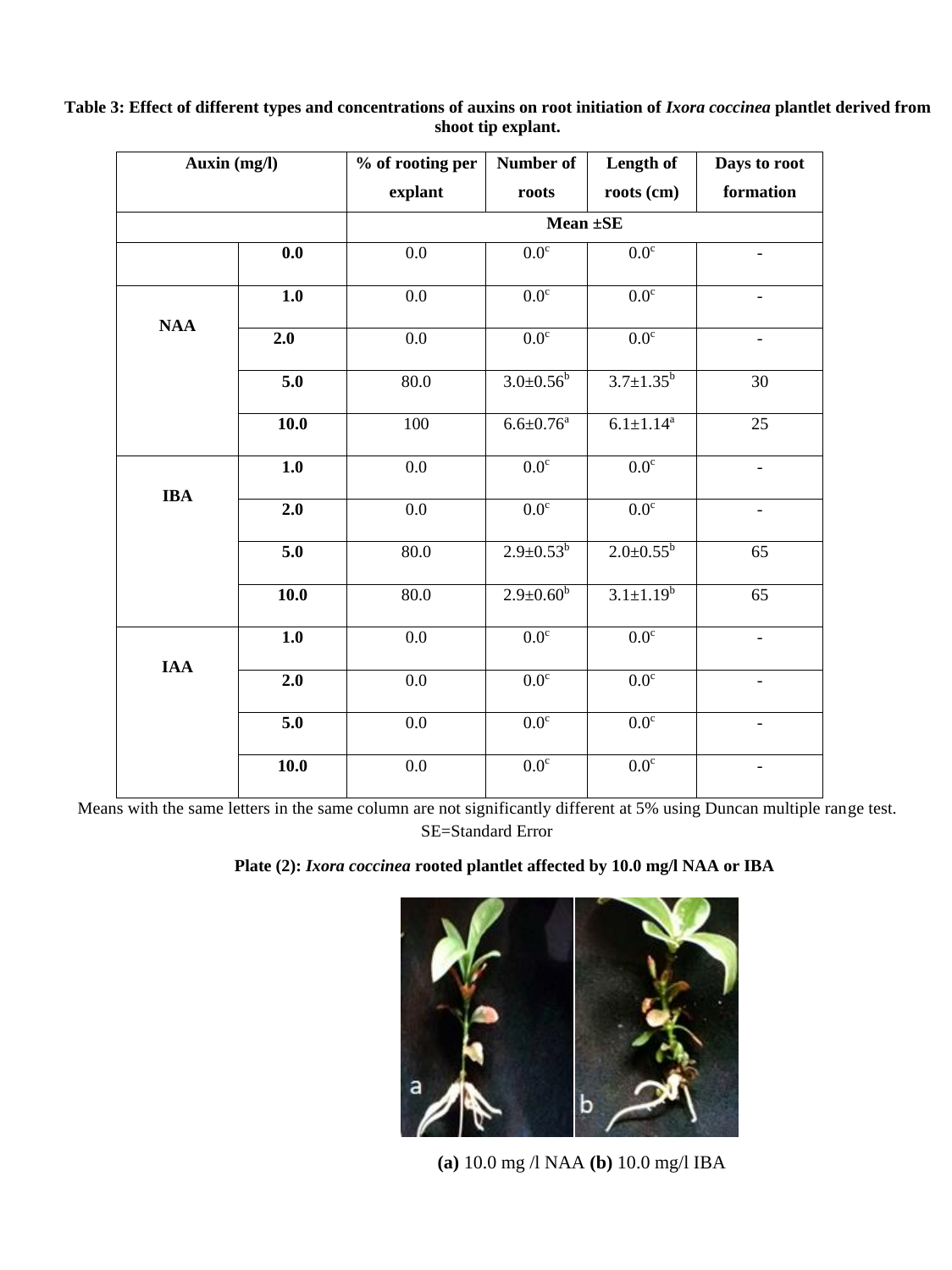**Table 3: Effect of different types and concentrations of auxins on root initiation of *Ixora coccinea* plantlet derived from shoot tip explant.**

| Auxin (mg/l) | | % of rooting per explant | Number of roots | Length of roots (cm) | Days to root formation |
|---|---|---|---|---|---|
| | | Mean ±SE | | | |
| | 0.0 | 0.0 | $0.0^{c}$ | $0.0^{c}$ | - |
| NAA | 1.0 | 0.0 | $0.0^{c}$ | $0.0^{c}$ | - |
| | 2.0 | 0.0 | $0.0^{c}$ | $0.0^{c}$ | - |
| | 5.0 | 80.0 | $3.0±0.56^{b}$ | $3.7±1.35^{b}$ | 30 |
| | 10.0 | 100 | $6.6±0.76^{a}$ | $6.1±1.14^{a}$ | 25 |
| IBA | 1.0 | 0.0 | $0.0^{c}$ | $0.0^{c}$ | - |
| | 2.0 | 0.0 | $0.0^{c}$ | $0.0^{c}$ | - |
| | 5.0 | 80.0 | $2.9±0.53^{b}$ | $2.0±0.55^{b}$ | 65 |
| | 10.0 | 80.0 | $2.9±0.60^{b}$ | $3.1±1.19^{b}$ | 65 |
| IAA | 1.0 | 0.0 | $0.0^{c}$ | $0.0^{c}$ | - |
| | 2.0 | 0.0 | $0.0^{c}$ | $0.0^{c}$ | - |
| | 5.0 | 0.0 | $0.0^{c}$ | $0.0^{c}$ | - |
| | 10.0 | 0.0 | $0.0^{c}$ | $0.0^{c}$ | - |

Means with the same letters in the same column are not significantly different at 5% using Duncan multiple range test.
SE=Standard Error

**Plate (2): *Ixora coccinea* rooted plantlet affected by 10.0 mg/l NAA or IBA**

**(a)** 10.0 mg /l NAA **(b)** 10.0 mg/l IBA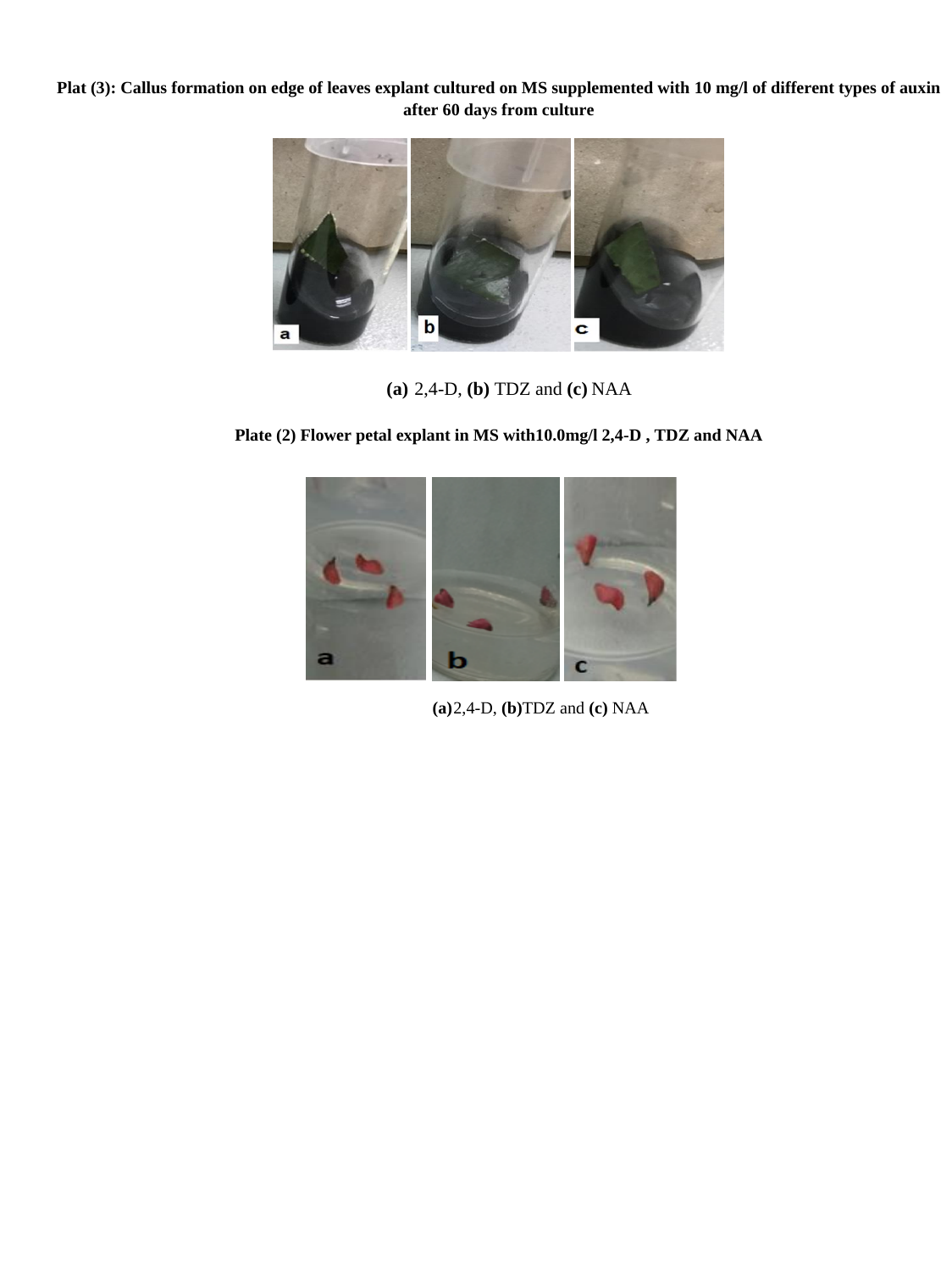**Plat (3): Callus formation on edge of leaves explant cultured on MS supplemented with 10 mg/l of different types of auxin after 60 days from culture**

**(a)** 2,4-D, **(b)** TDZ and **(c)** NAA

**Plate (2) Flower petal explant in MS with10.0mg/l 2,4-D , TDZ and NAA**

**(a)**2,4-D, **(b)**TDZ and **(c)** NAA